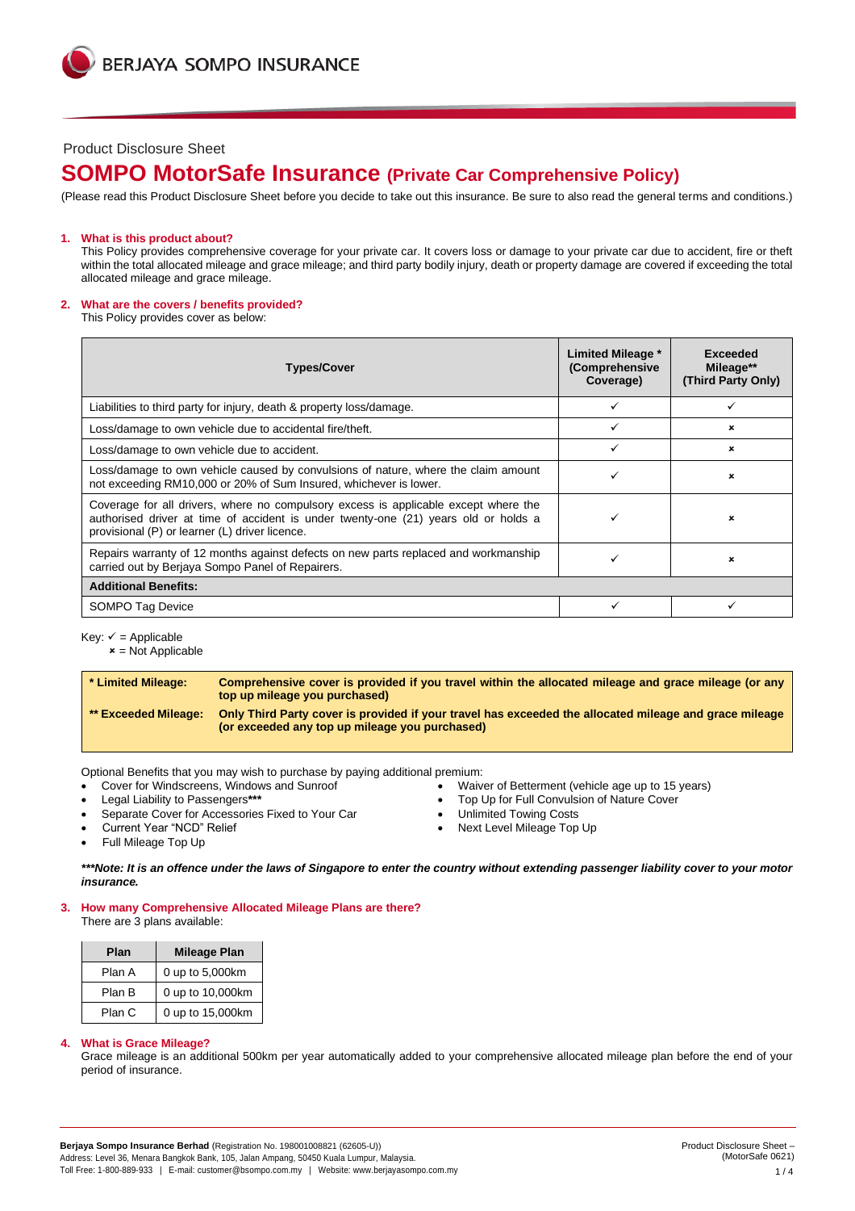Product Disclosure Sheet

# SOMPO MotorSafe Insurance (Private Car Comprehensive Policy)

(Please read this Product Disclosure Sheet before you decide to take out this insurance. Be sure to also read the general terms and conditions.)

## 1. What is this product about?

This Policy provides comprehensive coverage for your private car. It covers loss or damage to your private car due to accident, fire or theft within the total allocated mileage and grace mileage; and third party bodily injury, death or property damage are covered if exceeding the total allocated mileage and grace mileage.

## 2. What are the covers / benefits provided?

This Policy provides cover as below:

| Types/Cover | Limited Mileage * (Comprehensive Coverage) | Exceeded Mileage** (Third Party Only) |
|---|---|---|
| Liabilities to third party for injury, death & property loss/damage. | ✓ | ✓ |
| Loss/damage to own vehicle due to accidental fire/theft. | ✓ | × |
| Loss/damage to own vehicle due to accident. | ✓ | × |
| Loss/damage to own vehicle caused by convulsions of nature, where the claim amount not exceeding RM10,000 or 20% of Sum Insured, whichever is lower. | ✓ | × |
| Coverage for all drivers, where no compulsory excess is applicable except where the authorised driver at time of accident is under twenty-one (21) years old or holds a provisional (P) or learner (L) driver licence. | ✓ | × |
| Repairs warranty of 12 months against defects on new parts replaced and workmanship carried out by Berjaya Sompo Panel of Repairers. | ✓ | × |
| **Additional Benefits:** | | |
| SOMPO Tag Device | ✓ | ✓ |

Key: ✓ = Applicable
× = Not Applicable

| | |
|---|---|
| **\* Limited Mileage:** | **Comprehensive cover is provided if you travel within the allocated mileage and grace mileage (or any top up mileage you purchased)** |
| **\*\* Exceeded Mileage:** | **Only Third Party cover is provided if your travel has exceeded the allocated mileage and grace mileage (or exceeded any top up mileage you purchased)** |

Optional Benefits that you may wish to purchase by paying additional premium:

- Cover for Windscreens, Windows and Sunroof
- Legal Liability to Passengers***
- Separate Cover for Accessories Fixed to Your Car
- Current Year "NCD" Relief
- Full Mileage Top Up
- Waiver of Betterment (vehicle age up to 15 years)
- Top Up for Full Convulsion of Nature Cover
- Unlimited Towing Costs
- Next Level Mileage Top Up

***\*\*\*Note: It is an offence under the laws of Singapore to enter the country without extending passenger liability cover to your motor insurance.***

## 3. How many Comprehensive Allocated Mileage Plans are there?

There are 3 plans available:

| Plan | Mileage Plan |
|---|---|
| Plan A | 0 up to 5,000km |
| Plan B | 0 up to 10,000km |
| Plan C | 0 up to 15,000km |

## 4. What is Grace Mileage?

Grace mileage is an additional 500km per year automatically added to your comprehensive allocated mileage plan before the end of your period of insurance.

**Berjaya Sompo Insurance Berhad** (Registration No. 198001008821 (62605-U))
Address: Level 36, Menara Bangkok Bank, 105, Jalan Ampang, 50450 Kuala Lumpur, Malaysia.
Toll Free: 1-800-889-933 | E-mail: customer@bsompo.com.my | Website: www.berjayasompo.com.my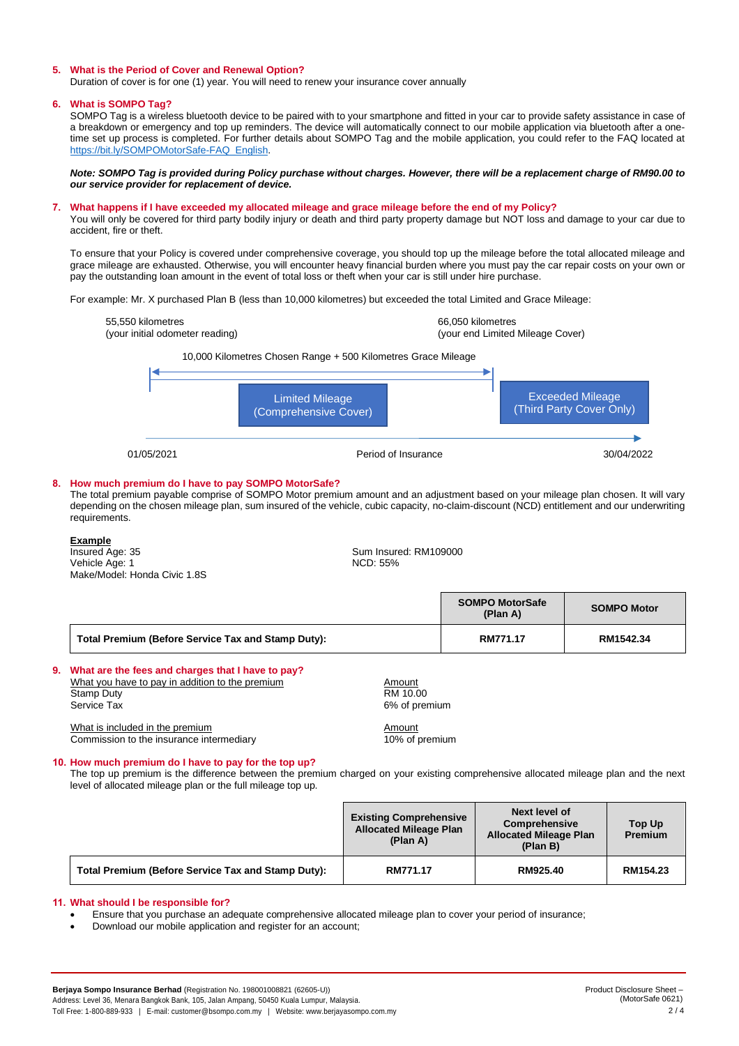## 5. What is the Period of Cover and Renewal Option?

Duration of cover is for one (1) year. You will need to renew your insurance cover annually

## 6. What is SOMPO Tag?

SOMPO Tag is a wireless bluetooth device to be paired with to your smartphone and fitted in your car to provide safety assistance in case of a breakdown or emergency and top up reminders. The device will automatically connect to our mobile application via bluetooth after a one-time set up process is completed. For further details about SOMPO Tag and the mobile application, you could refer to the FAQ located at https://bit.ly/SOMPOMotorSafe-FAQ_English.

***Note: SOMPO Tag is provided during Policy purchase without charges. However, there will be a replacement charge of RM90.00 to our service provider for replacement of device.***

## 7. What happens if I have exceeded my allocated mileage and grace mileage before the end of my Policy?

You will only be covered for third party bodily injury or death and third party property damage but NOT loss and damage to your car due to accident, fire or theft.

To ensure that your Policy is covered under comprehensive coverage, you should top up the mileage before the total allocated mileage and grace mileage are exhausted. Otherwise, you will encounter heavy financial burden where you must pay the car repair costs on your own or pay the outstanding loan amount in the event of total loss or theft when your car is still under hire purchase.

For example: Mr. X purchased Plan B (less than 10,000 kilometres) but exceeded the total Limited and Grace Mileage:

55,550 kilometres
(your initial odometer reading)

66,050 kilometres
(your end Limited Mileage Cover)

10,000 Kilometres Chosen Range + 500 Kilometres Grace Mileage

Limited Mileage (Comprehensive Cover)

Exceeded Mileage (Third Party Cover Only)

01/05/2021 — Period of Insurance — 30/04/2022

## 8. How much premium do I have to pay SOMPO MotorSafe?

The total premium payable comprise of SOMPO Motor premium amount and an adjustment based on your mileage plan chosen. It will vary depending on the chosen mileage plan, sum insured of the vehicle, cubic capacity, no-claim-discount (NCD) entitlement and our underwriting requirements.

<u>**Example**</u>

Insured Age: 35
Vehicle Age: 1
Make/Model: Honda Civic 1.8S

Sum Insured: RM109000
NCD: 55%

| | SOMPO MotorSafe (Plan A) | SOMPO Motor |
|---|---|---|
| **Total Premium (Before Service Tax and Stamp Duty):** | **RM771.17** | **RM1542.34** |

## 9. What are the fees and charges that I have to pay?

| <u>What you have to pay in addition to the premium</u> | <u>Amount</u> |
|---|---|
| Stamp Duty | RM 10.00 |
| Service Tax | 6% of premium |

| <u>What is included in the premium</u> | <u>Amount</u> |
|---|---|
| Commission to the insurance intermediary | 10% of premium |

## 10. How much premium do I have to pay for the top up?

The top up premium is the difference between the premium charged on your existing comprehensive allocated mileage plan and the next level of allocated mileage plan or the full mileage top up.

| | Existing Comprehensive Allocated Mileage Plan (Plan A) | Next level of Comprehensive Allocated Mileage Plan (Plan B) | Top Up Premium |
|---|---|---|---|
| **Total Premium (Before Service Tax and Stamp Duty):** | **RM771.17** | **RM925.40** | **RM154.23** |

## 11. What should I be responsible for?

- Ensure that you purchase an adequate comprehensive allocated mileage plan to cover your period of insurance;
- Download our mobile application and register for an account;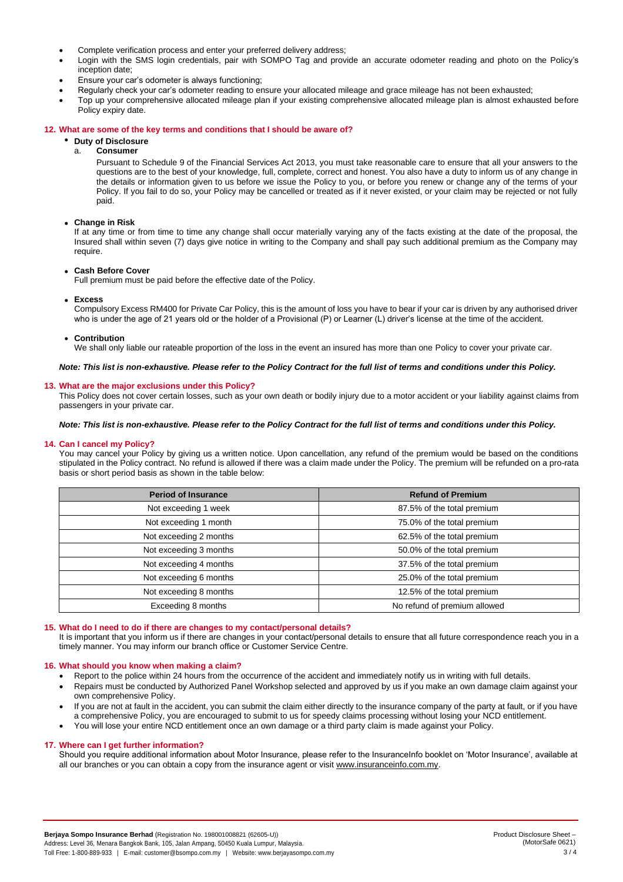- Complete verification process and enter your preferred delivery address;
- Login with the SMS login credentials, pair with SOMPO Tag and provide an accurate odometer reading and photo on the Policy's inception date;
- Ensure your car's odometer is always functioning;
- Regularly check your car's odometer reading to ensure your allocated mileage and grace mileage has not been exhausted;
- Top up your comprehensive allocated mileage plan if your existing comprehensive allocated mileage plan is almost exhausted before Policy expiry date.

## 12. What are some of the key terms and conditions that I should be aware of?

- **Duty of Disclosure**

  a. **Consumer**

  Pursuant to Schedule 9 of the Financial Services Act 2013, you must take reasonable care to ensure that all your answers to the questions are to the best of your knowledge, full, complete, correct and honest. You also have a duty to inform us of any change in the details or information given to us before we issue the Policy to you, or before you renew or change any of the terms of your Policy. If you fail to do so, your Policy may be cancelled or treated as if it never existed, or your claim may be rejected or not fully paid.

- **Change in Risk**

  If at any time or from time to time any change shall occur materially varying any of the facts existing at the date of the proposal, the Insured shall within seven (7) days give notice in writing to the Company and shall pay such additional premium as the Company may require.

- **Cash Before Cover**

  Full premium must be paid before the effective date of the Policy.

- **Excess**

  Compulsory Excess RM400 for Private Car Policy, this is the amount of loss you have to bear if your car is driven by any authorised driver who is under the age of 21 years old or the holder of a Provisional (P) or Learner (L) driver's license at the time of the accident.

- **Contribution**

  We shall only liable our rateable proportion of the loss in the event an insured has more than one Policy to cover your private car.

***Note: This list is non-exhaustive. Please refer to the Policy Contract for the full list of terms and conditions under this Policy.***

## 13. What are the major exclusions under this Policy?

This Policy does not cover certain losses, such as your own death or bodily injury due to a motor accident or your liability against claims from passengers in your private car.

***Note: This list is non-exhaustive. Please refer to the Policy Contract for the full list of terms and conditions under this Policy.***

## 14. Can I cancel my Policy?

You may cancel your Policy by giving us a written notice. Upon cancellation, any refund of the premium would be based on the conditions stipulated in the Policy contract. No refund is allowed if there was a claim made under the Policy. The premium will be refunded on a pro-rata basis or short period basis as shown in the table below:

| Period of Insurance | Refund of Premium |
|---|---|
| Not exceeding 1 week | 87.5% of the total premium |
| Not exceeding 1 month | 75.0% of the total premium |
| Not exceeding 2 months | 62.5% of the total premium |
| Not exceeding 3 months | 50.0% of the total premium |
| Not exceeding 4 months | 37.5% of the total premium |
| Not exceeding 6 months | 25.0% of the total premium |
| Not exceeding 8 months | 12.5% of the total premium |
| Exceeding 8 months | No refund of premium allowed |

## 15. What do I need to do if there are changes to my contact/personal details?

It is important that you inform us if there are changes in your contact/personal details to ensure that all future correspondence reach you in a timely manner. You may inform our branch office or Customer Service Centre.

## 16. What should you know when making a claim?

- Report to the police within 24 hours from the occurrence of the accident and immediately notify us in writing with full details.
- Repairs must be conducted by Authorized Panel Workshop selected and approved by us if you make an own damage claim against your own comprehensive Policy.
- If you are not at fault in the accident, you can submit the claim either directly to the insurance company of the party at fault, or if you have a comprehensive Policy, you are encouraged to submit to us for speedy claims processing without losing your NCD entitlement.
- You will lose your entire NCD entitlement once an own damage or a third party claim is made against your Policy.

## 17. Where can I get further information?

Should you require additional information about Motor Insurance, please refer to the InsuranceInfo booklet on 'Motor Insurance', available at all our branches or you can obtain a copy from the insurance agent or visit www.insuranceinfo.com.my.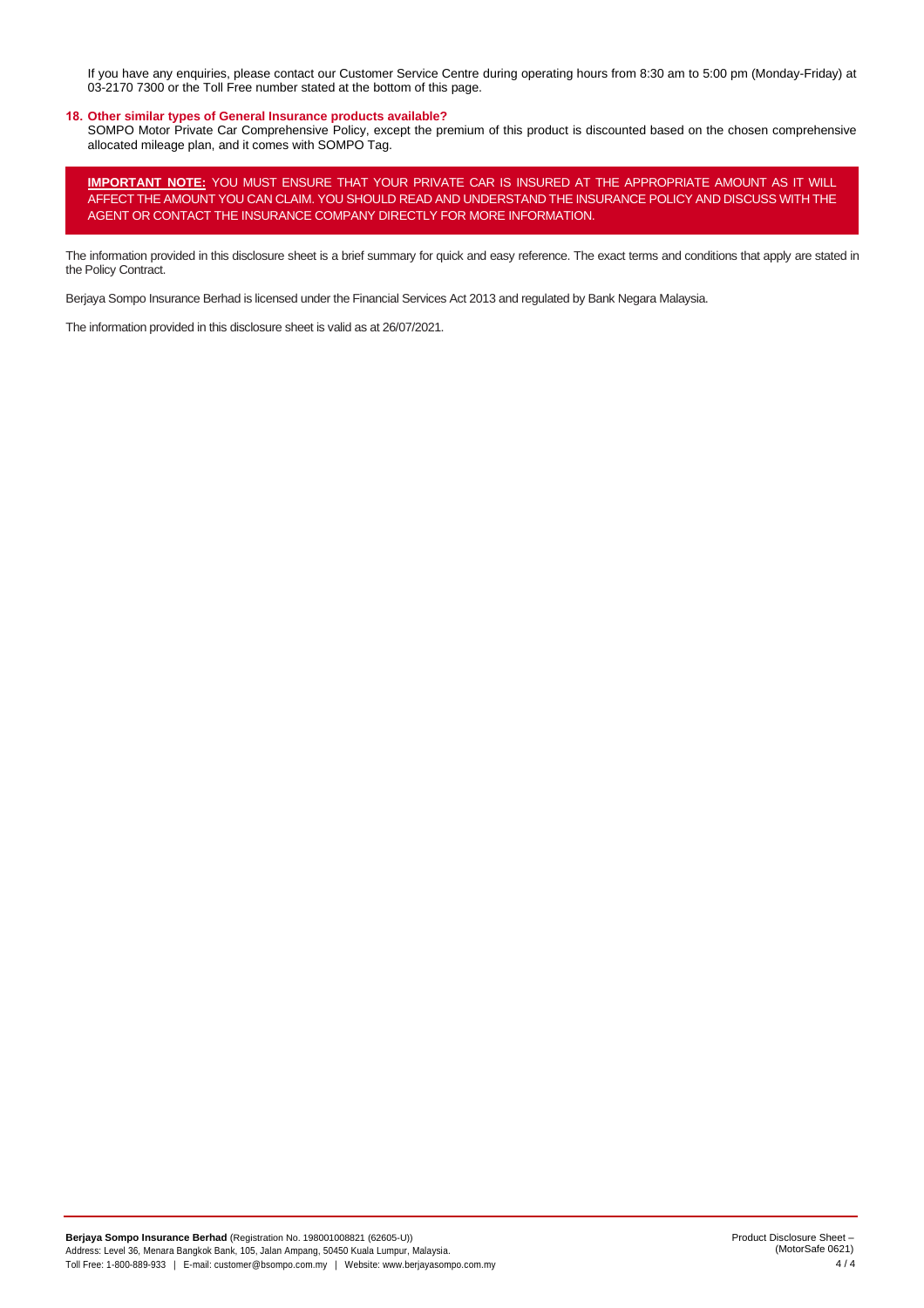If you have any enquiries, please contact our Customer Service Centre during operating hours from 8:30 am to 5:00 pm (Monday-Friday) at 03-2170 7300 or the Toll Free number stated at the bottom of this page.

**18. Other similar types of General Insurance products available?**

SOMPO Motor Private Car Comprehensive Policy, except the premium of this product is discounted based on the chosen comprehensive allocated mileage plan, and it comes with SOMPO Tag.

**IMPORTANT NOTE:** YOU MUST ENSURE THAT YOUR PRIVATE CAR IS INSURED AT THE APPROPRIATE AMOUNT AS IT WILL AFFECT THE AMOUNT YOU CAN CLAIM. YOU SHOULD READ AND UNDERSTAND THE INSURANCE POLICY AND DISCUSS WITH THE AGENT OR CONTACT THE INSURANCE COMPANY DIRECTLY FOR MORE INFORMATION.

The information provided in this disclosure sheet is a brief summary for quick and easy reference. The exact terms and conditions that apply are stated in the Policy Contract.

Berjaya Sompo Insurance Berhad is licensed under the Financial Services Act 2013 and regulated by Bank Negara Malaysia.

The information provided in this disclosure sheet is valid as at 26/07/2021.

**Berjaya Sompo Insurance Berhad** (Registration No. 198001008821 (62605-U))
Address: Level 36, Menara Bangkok Bank, 105, Jalan Ampang, 50450 Kuala Lumpur, Malaysia.
Toll Free: 1-800-889-933 | E-mail: customer@bsompo.com.my | Website: www.berjayasompo.com.my